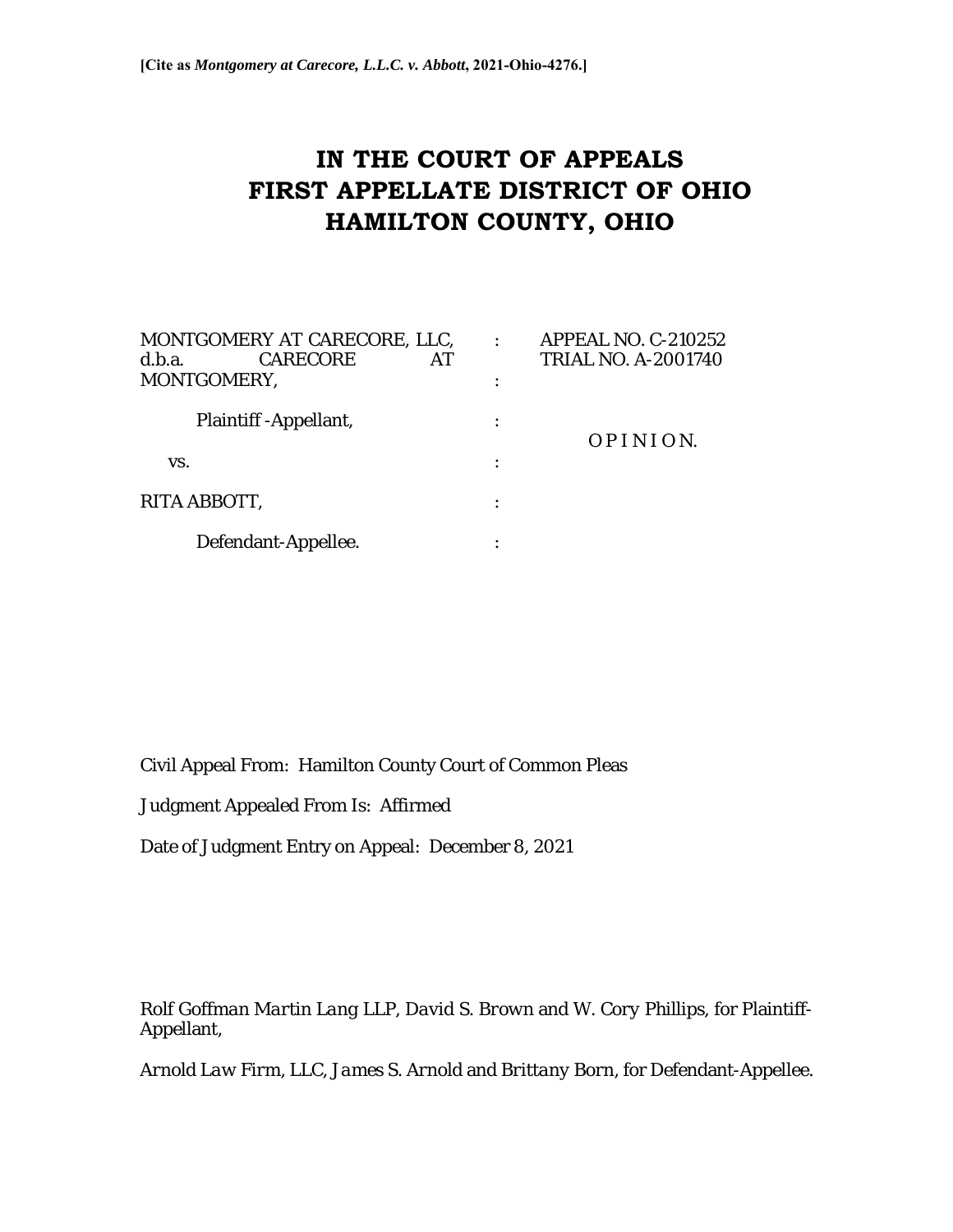**[Cite as *Montgomery at Carecore, L.L.C. v. Abbott*, 2021-Ohio-4276.]**

# IN THE COURT OF APPEALS
# FIRST APPELLATE DISTRICT OF OHIO
# HAMILTON COUNTY, OHIO

| | | |
|---|---|---|
| MONTGOMERY AT CARECORE, LLC, d.b.a. CARECORE AT MONTGOMERY, | : | APPEAL NO. C-210252 |
| | | TRIAL NO. A-2001740 |
| Plaintiff -Appellant, | : | |
| | | O P I N I O N. |
| vs. | : | |
| RITA ABBOTT, | : | |
| Defendant-Appellee. | : | |

Civil Appeal From: Hamilton County Court of Common Pleas

Judgment Appealed From Is: Affirmed

Date of Judgment Entry on Appeal: December 8, 2021

*Rolf Goffman Martin Lang LLP*, *David S. Brown* and *W. Cory Phillips*, for Plaintiff-Appellant,

*Arnold Law Firm, LLC*, *James S. Arnold* and *Brittany Born*, for Defendant-Appellee.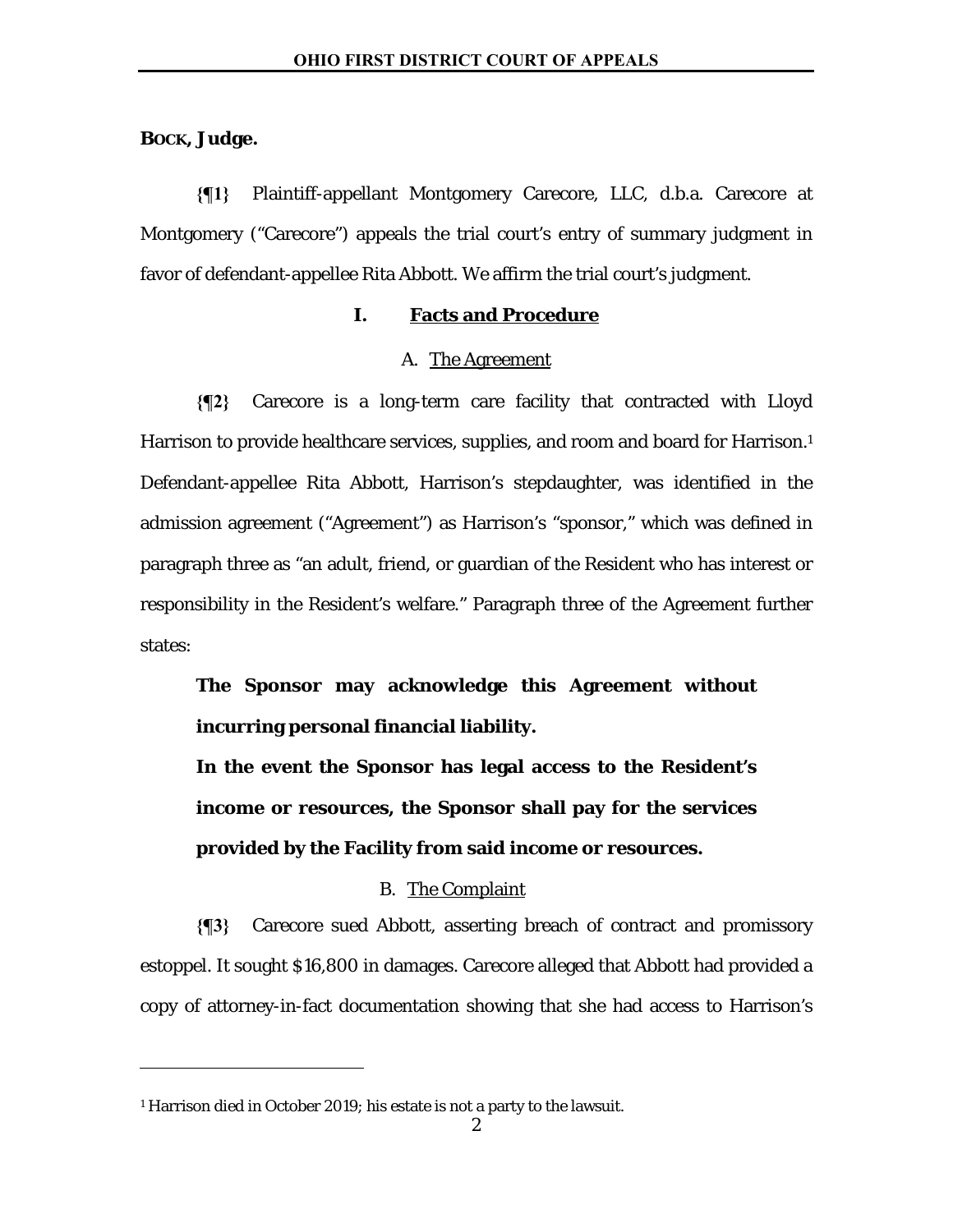**BOCK, Judge.**

**{¶1}** Plaintiff-appellant Montgomery Carecore, LLC, d.b.a. Carecore at Montgomery ("Carecore") appeals the trial court's entry of summary judgment in favor of defendant-appellee Rita Abbott. We affirm the trial court's judgment.

## I. Facts and Procedure

### A. The Agreement

**{¶2}** Carecore is a long-term care facility that contracted with Lloyd Harrison to provide healthcare services, supplies, and room and board for Harrison.[1] Defendant-appellee Rita Abbott, Harrison's stepdaughter, was identified in the admission agreement ("Agreement") as Harrison's "sponsor," which was defined in paragraph three as "an adult, friend, or guardian of the Resident who has interest or responsibility in the Resident's welfare." Paragraph three of the Agreement further states:

> **The Sponsor may acknowledge this Agreement without incurring personal financial liability.**
>
> **In the event the Sponsor has legal access to the Resident's income or resources, the Sponsor shall pay for the services provided by the Facility from said income or resources.**

### B. The Complaint

**{¶3}** Carecore sued Abbott, asserting breach of contract and promissory estoppel. It sought $16,800 in damages. Carecore alleged that Abbott had provided a copy of attorney-in-fact documentation showing that she had access to Harrison's

---

[1] Harrison died in October 2019; his estate is not a party to the lawsuit.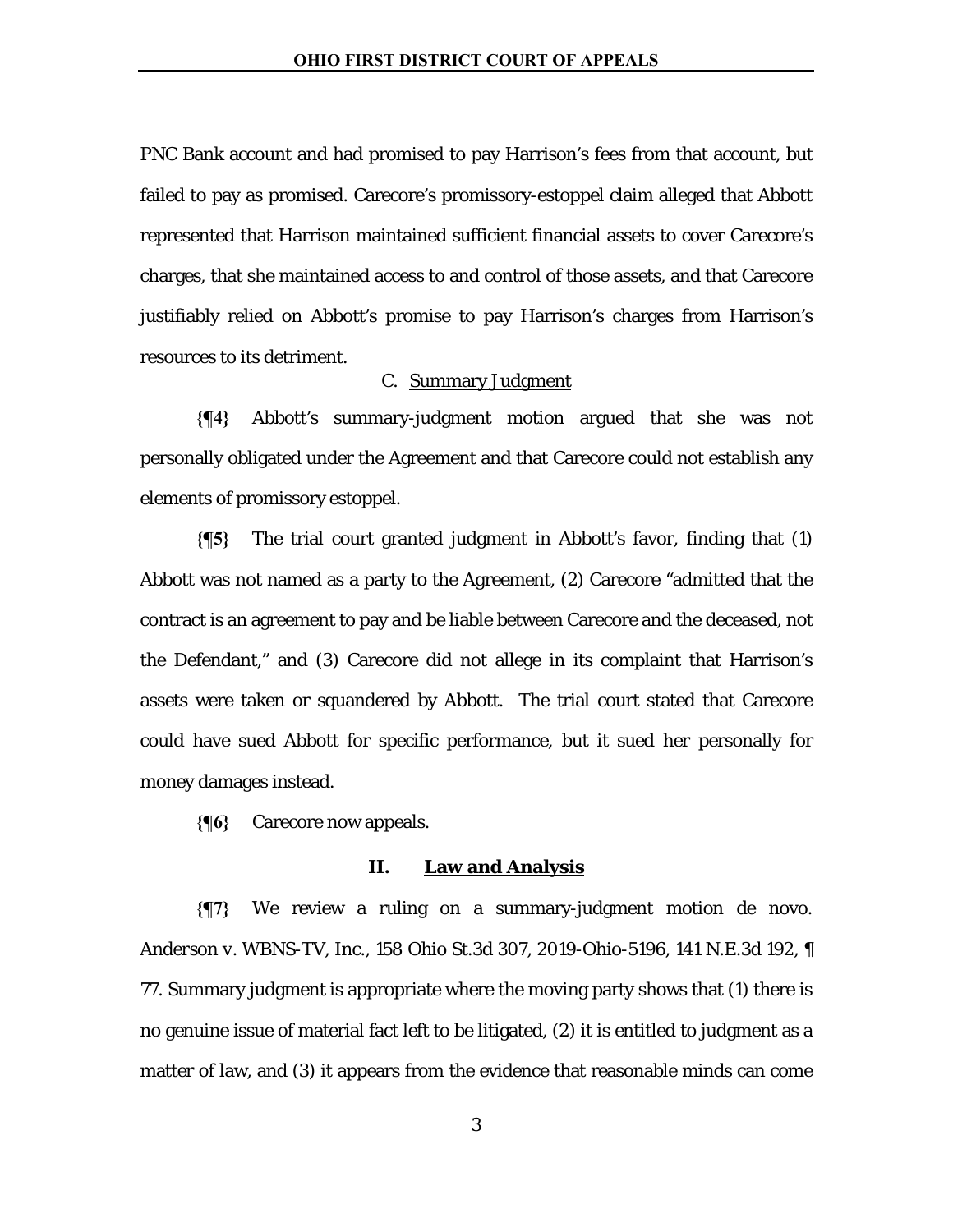PNC Bank account and had promised to pay Harrison's fees from that account, but failed to pay as promised. Carecore's promissory-estoppel claim alleged that Abbott represented that Harrison maintained sufficient financial assets to cover Carecore's charges, that she maintained access to and control of those assets, and that Carecore justifiably relied on Abbott's promise to pay Harrison's charges from Harrison's resources to its detriment.

### C. Summary Judgment

**{¶4}** Abbott's summary-judgment motion argued that she was not personally obligated under the Agreement and that Carecore could not establish any elements of promissory estoppel.

**{¶5}** The trial court granted judgment in Abbott's favor, finding that (1) Abbott was not named as a party to the Agreement, (2) Carecore "admitted that the contract is an agreement to pay and be liable between Carecore and the deceased, not the Defendant," and (3) Carecore did not allege in its complaint that Harrison's assets were taken or squandered by Abbott. The trial court stated that Carecore could have sued Abbott for specific performance, but it sued her personally for money damages instead.

**{¶6}** Carecore now appeals.

## II. Law and Analysis

**{¶7}** We review a ruling on a summary-judgment motion de novo. Anderson v. WBNS-TV, Inc., 158 Ohio St.3d 307, 2019-Ohio-5196, 141 N.E.3d 192, ¶ 77. Summary judgment is appropriate where the moving party shows that (1) there is no genuine issue of material fact left to be litigated, (2) it is entitled to judgment as a matter of law, and (3) it appears from the evidence that reasonable minds can come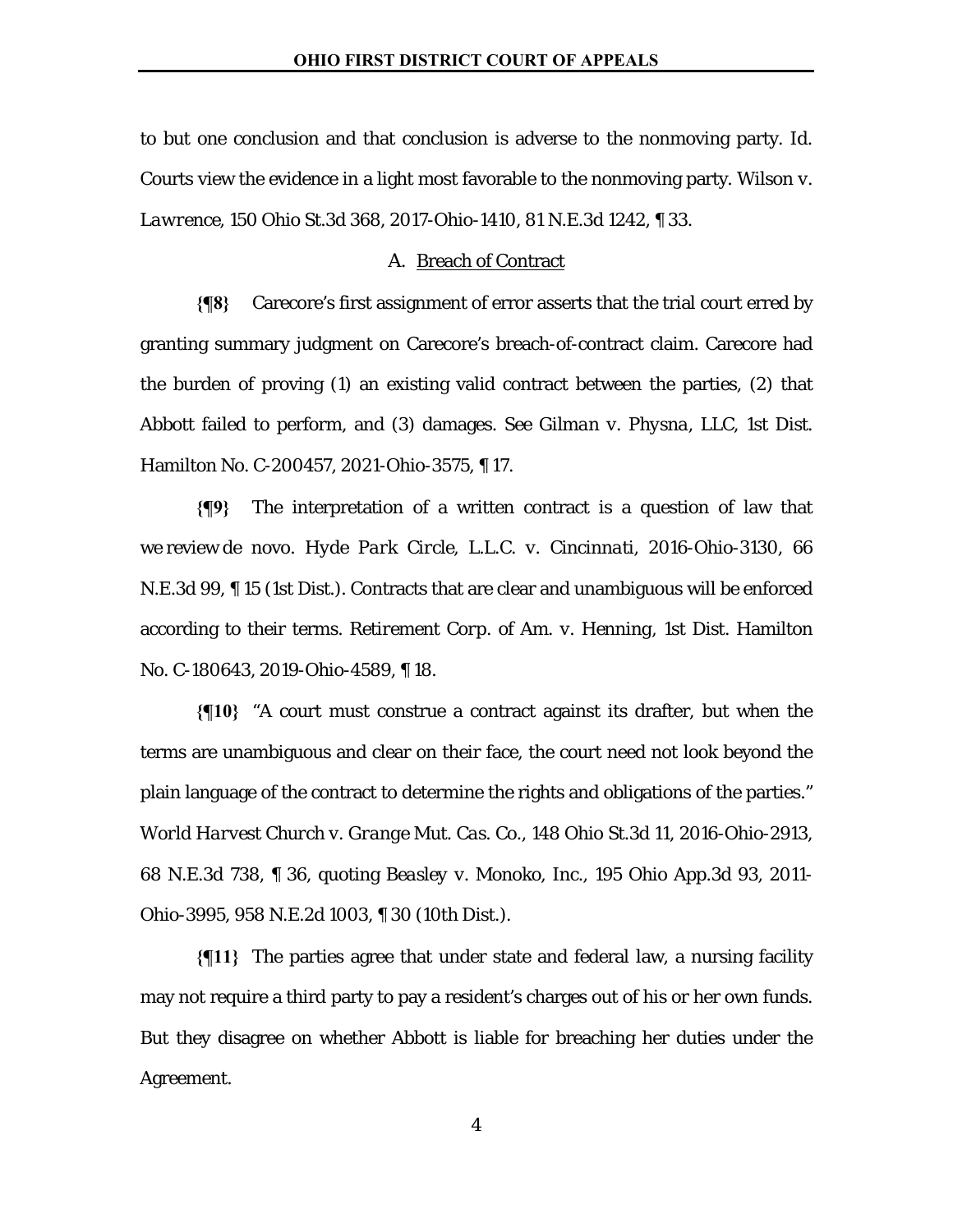to but one conclusion and that conclusion is adverse to the nonmoving party. *Id.* Courts view the evidence in a light most favorable to the nonmoving party. *Wilson v. Lawrence*, 150 Ohio St.3d 368, 2017-Ohio-1410, 81 N.E.3d 1242, ¶ 33.

### A. Breach of Contract

**{¶8}** Carecore's first assignment of error asserts that the trial court erred by granting summary judgment on Carecore's breach-of-contract claim. Carecore had the burden of proving (1) an existing valid contract between the parties, (2) that Abbott failed to perform, and (3) damages. See *Gilman v. Physna, LLC*, 1st Dist. Hamilton No. C-200457, 2021-Ohio-3575, ¶ 17.

**{¶9}** The interpretation of a written contract is a question of law that we review de novo. *Hyde Park Circle, L.L.C. v. Cincinnati*, 2016-Ohio-3130, 66 N.E.3d 99, ¶ 15 (1st Dist.). Contracts that are clear and unambiguous will be enforced according to their terms. *Retirement Corp. of Am. v. Henning*, 1st Dist. Hamilton No. C-180643, 2019-Ohio-4589, ¶ 18.

**{¶10}** "A court must construe a contract against its drafter, but when the terms are unambiguous and clear on their face, the court need not look beyond the plain language of the contract to determine the rights and obligations of the parties." *World Harvest Church v. Grange Mut. Cas. Co.*, 148 Ohio St.3d 11, 2016-Ohio-2913, 68 N.E.3d 738, ¶ 36, quoting *Beasley v. Monoko, Inc.*, 195 Ohio App.3d 93, 2011-Ohio-3995, 958 N.E.2d 1003, ¶ 30 (10th Dist.).

**{¶11}** The parties agree that under state and federal law, a nursing facility may not require a third party to pay a resident's charges out of his or her own funds. But they disagree on whether Abbott is liable for breaching her duties under the Agreement.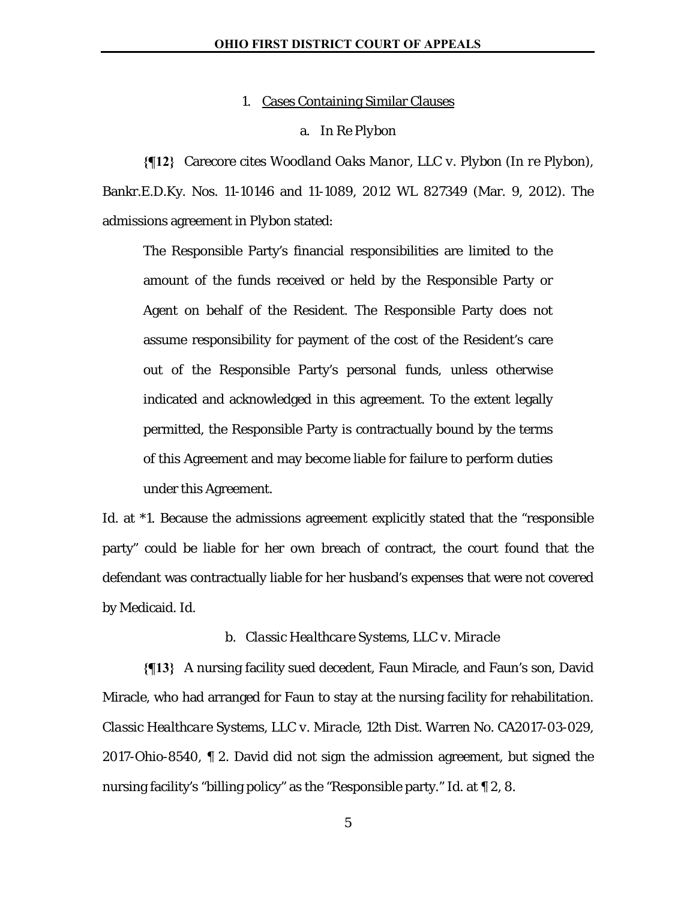### 1. Cases Containing Similar Clauses

#### a. *In Re Plybon*

**{¶12}** Carecore cites *Woodland Oaks Manor, LLC v. Plybon* (*In re Plybon*), Bankr.E.D.Ky. Nos. 11-10146 and 11-1089, 2012 WL 827349 (Mar. 9, 2012). The admissions agreement in Plybon stated:

> The Responsible Party's financial responsibilities are limited to the amount of the funds received or held by the Responsible Party or Agent on behalf of the Resident. The Responsible Party does not assume responsibility for payment of the cost of the Resident's care out of the Responsible Party's personal funds, unless otherwise indicated and acknowledged in this agreement. To the extent legally permitted, the Responsible Party is contractually bound by the terms of this Agreement and may become liable for failure to perform duties under this Agreement.

*Id.* at \*1. Because the admissions agreement explicitly stated that the "responsible party" could be liable for her own breach of contract, the court found that the defendant was contractually liable for her husband's expenses that were not covered by Medicaid. *Id.*

#### b. *Classic Healthcare Systems, LLC v. Miracle*

**{¶13}** A nursing facility sued decedent, Faun Miracle, and Faun's son, David Miracle, who had arranged for Faun to stay at the nursing facility for rehabilitation. *Classic Healthcare Systems, LLC v. Miracle*, 12th Dist. Warren No. CA2017-03-029, 2017-Ohio-8540, ¶ 2. David did not sign the admission agreement, but signed the nursing facility's "billing policy" as the "Responsible party." *Id.* at ¶ 2, 8.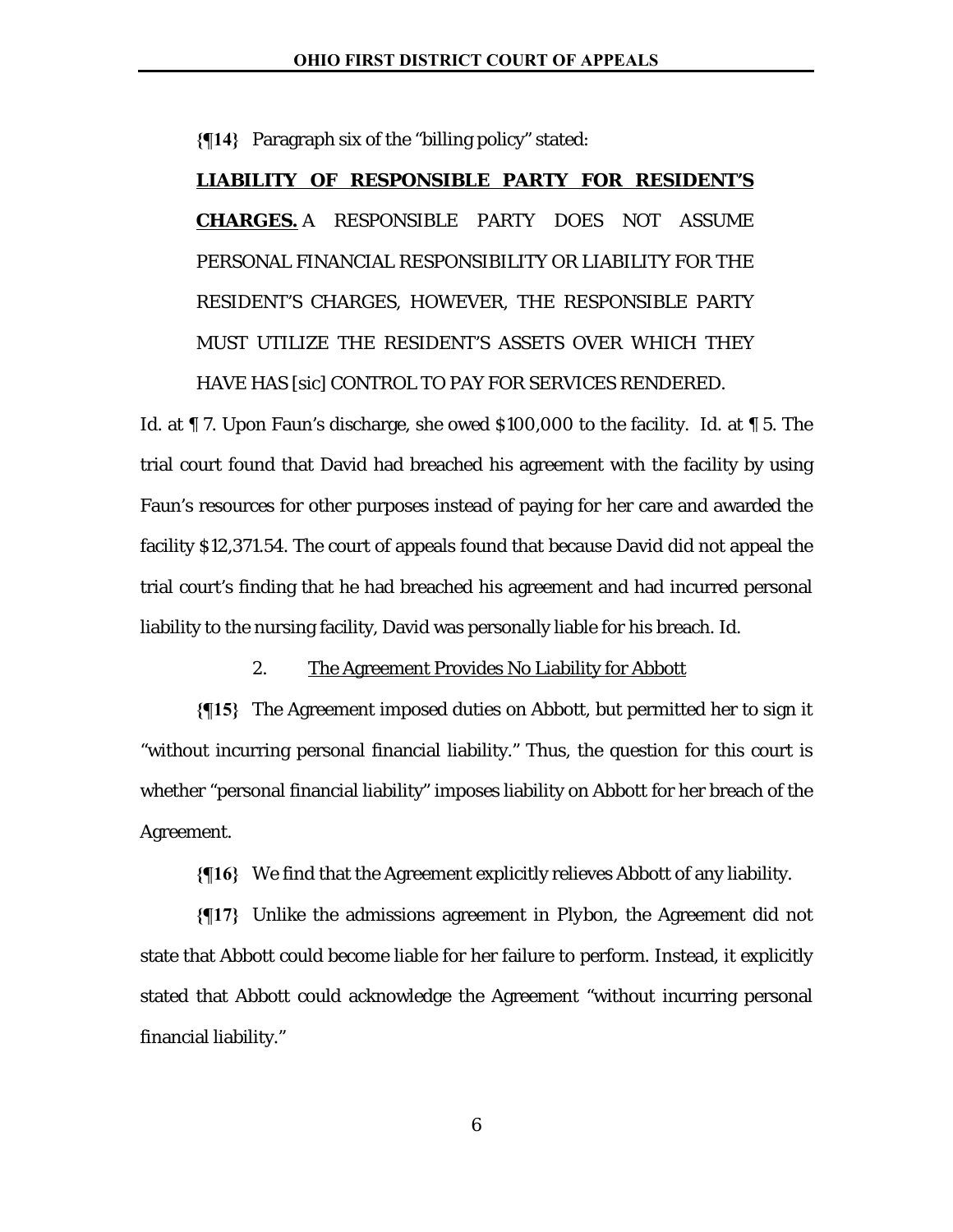**{¶14}** Paragraph six of the "billing policy" stated:

> **LIABILITY OF RESPONSIBLE PARTY FOR RESIDENT'S CHARGES.** A RESPONSIBLE PARTY DOES NOT ASSUME PERSONAL FINANCIAL RESPONSIBILITY OR LIABILITY FOR THE RESIDENT'S CHARGES, HOWEVER, THE RESPONSIBLE PARTY MUST UTILIZE THE RESIDENT'S ASSETS OVER WHICH THEY HAVE HAS [sic] CONTROL TO PAY FOR SERVICES RENDERED.

Id. at ¶ 7. Upon Faun's discharge, she owed $100,000 to the facility. Id. at ¶ 5. The trial court found that David had breached his agreement with the facility by using Faun's resources for other purposes instead of paying for her care and awarded the facility $12,371.54. The court of appeals found that because David did not appeal the trial court's finding that he had breached his agreement and had incurred personal liability to the nursing facility, David was personally liable for his breach. Id.

2. The Agreement Provides No Liability for Abbott

**{¶15}** The Agreement imposed duties on Abbott, but permitted her to sign it "without incurring personal financial liability." Thus, the question for this court is whether "personal financial liability" imposes liability on Abbott for her breach of the Agreement.

**{¶16}** We find that the Agreement explicitly relieves Abbott of any liability.

**{¶17}** Unlike the admissions agreement in Plybon, the Agreement did not state that Abbott could become liable for her failure to perform. Instead, it explicitly stated that Abbott could acknowledge the Agreement "without incurring personal financial liability."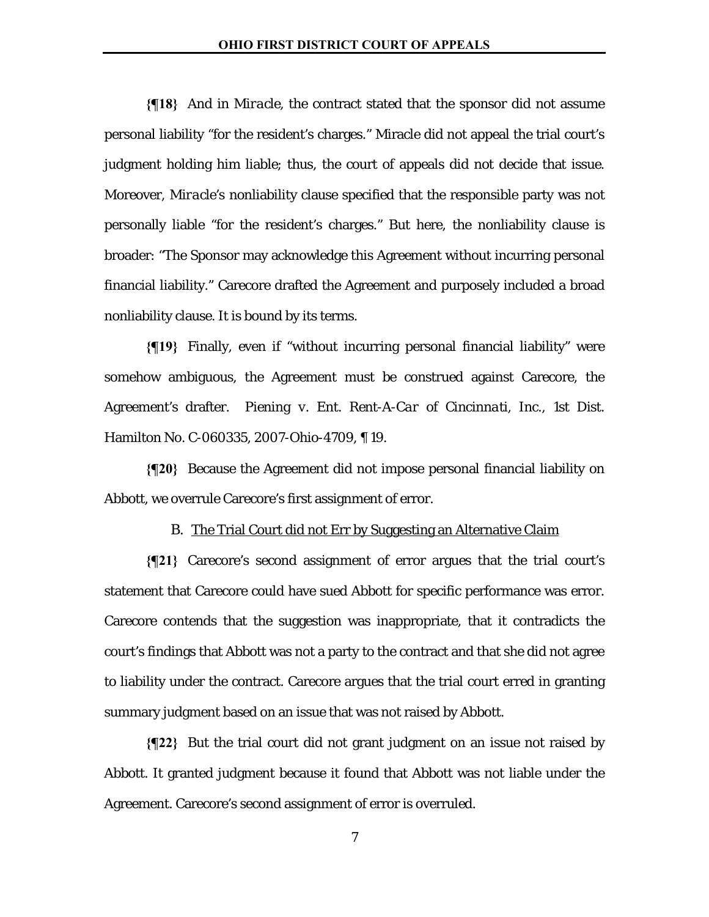**{¶18}** And in *Miracle*, the contract stated that the sponsor did not assume personal liability "for the resident's charges." Miracle did not appeal the trial court's judgment holding him liable; thus, the court of appeals did not decide that issue. Moreover, *Miracle*'s nonliability clause specified that the responsible party was not personally liable "for the resident's charges." But here, the nonliability clause is broader: "The Sponsor may acknowledge this Agreement without incurring personal financial liability." Carecore drafted the Agreement and purposely included a broad nonliability clause. It is bound by its terms.

**{¶19}** Finally, even if "without incurring personal financial liability" were somehow ambiguous, the Agreement must be construed against Carecore, the Agreement's drafter. *Piening v. Ent. Rent-A-Car of Cincinnati, Inc.*, 1st Dist. Hamilton No. C-060335, 2007-Ohio-4709, ¶ 19.

**{¶20}** Because the Agreement did not impose personal financial liability on Abbott, we overrule Carecore's first assignment of error.

### B. The Trial Court did not Err by Suggesting an Alternative Claim

**{¶21}** Carecore's second assignment of error argues that the trial court's statement that Carecore could have sued Abbott for specific performance was error. Carecore contends that the suggestion was inappropriate, that it contradicts the court's findings that Abbott was not a party to the contract and that she did not agree to liability under the contract. Carecore argues that the trial court erred in granting summary judgment based on an issue that was not raised by Abbott.

**{¶22}** But the trial court did not grant judgment on an issue not raised by Abbott. It granted judgment because it found that Abbott was not liable under the Agreement. Carecore's second assignment of error is overruled.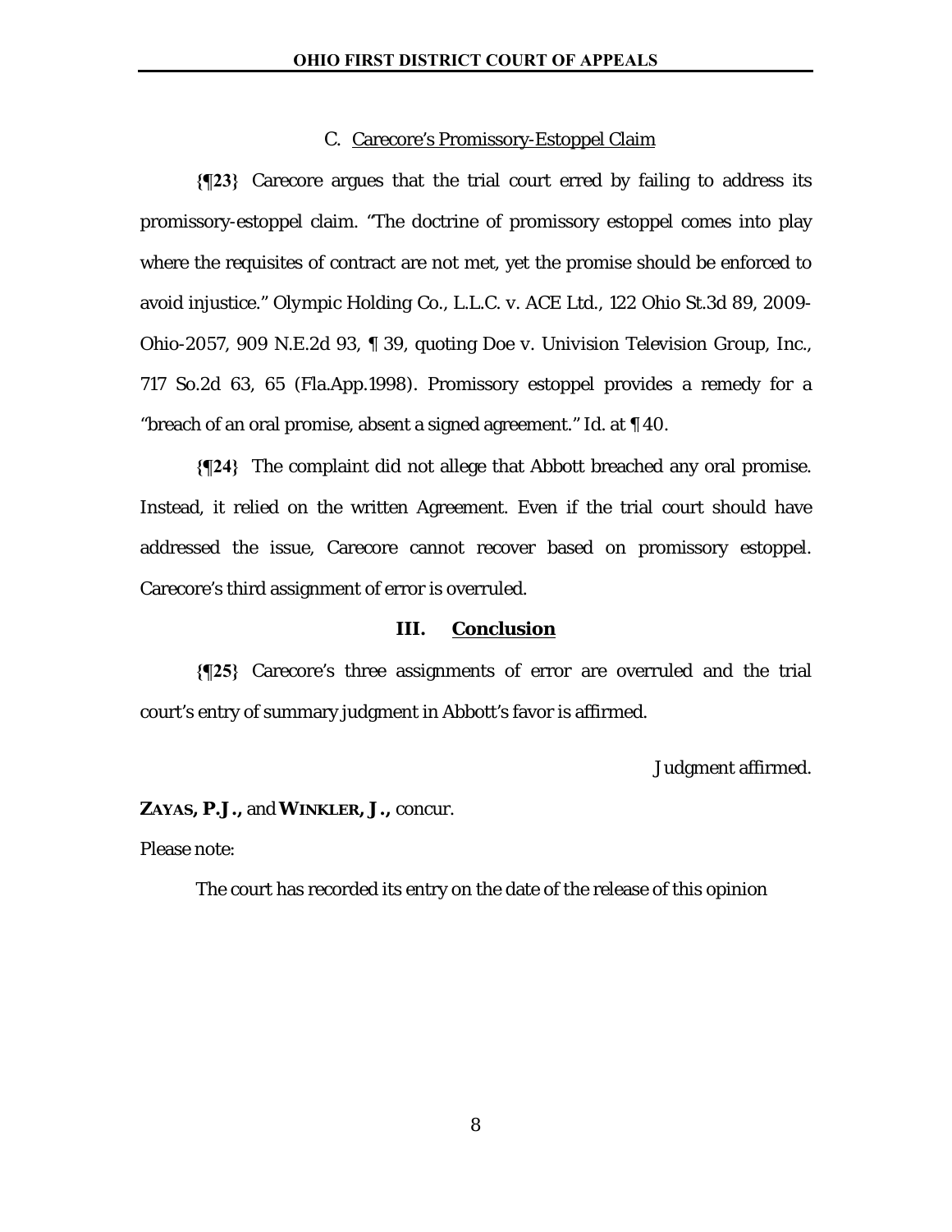### C. Carecore's Promissory-Estoppel Claim

**{¶23}** Carecore argues that the trial court erred by failing to address its promissory-estoppel claim. "The doctrine of promissory estoppel comes into play where the requisites of contract are not met, yet the promise should be enforced to avoid injustice." Olympic Holding Co., L.L.C. v. ACE Ltd., 122 Ohio St.3d 89, 2009-Ohio-2057, 909 N.E.2d 93, ¶ 39, quoting Doe v. Univision Television Group, Inc., 717 So.2d 63, 65 (Fla.App.1998). Promissory estoppel provides a remedy for a "breach of an oral promise, absent a signed agreement." Id. at ¶ 40.

**{¶24}** The complaint did not allege that Abbott breached any oral promise. Instead, it relied on the written Agreement. Even if the trial court should have addressed the issue, Carecore cannot recover based on promissory estoppel. Carecore's third assignment of error is overruled.

## III. Conclusion

**{¶25}** Carecore's three assignments of error are overruled and the trial court's entry of summary judgment in Abbott's favor is affirmed.

Judgment affirmed.

**ZAYAS, P.J.,** and **WINKLER, J.,** concur.

Please note:

The court has recorded its entry on the date of the release of this opinion